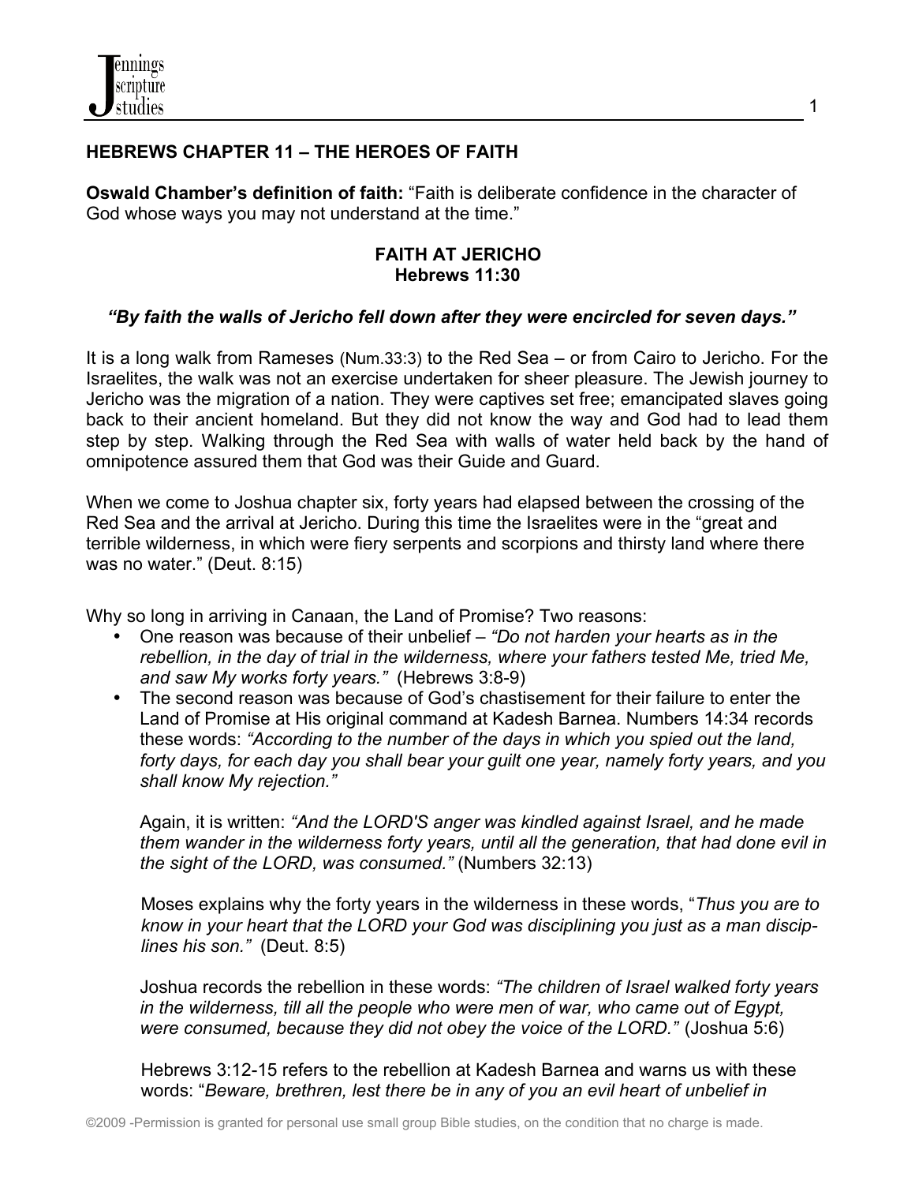## HEBREWS CHAPTER 11 – THE HEROES OF FAITH

**Oswald Chamber's definition of faith:** "Faith is deliberate confidence in the character of God whose ways you may not understand at the time."

### FAITH AT JERICHO
### Hebrews 11:30

***"By faith the walls of Jericho fell down after they were encircled for seven days."***

It is a long walk from Rameses (Num.33:3) to the Red Sea – or from Cairo to Jericho. For the Israelites, the walk was not an exercise undertaken for sheer pleasure. The Jewish journey to Jericho was the migration of a nation. They were captives set free; emancipated slaves going back to their ancient homeland. But they did not know the way and God had to lead them step by step. Walking through the Red Sea with walls of water held back by the hand of omnipotence assured them that God was their Guide and Guard.

When we come to Joshua chapter six, forty years had elapsed between the crossing of the Red Sea and the arrival at Jericho. During this time the Israelites were in the "great and terrible wilderness, in which were fiery serpents and scorpions and thirsty land where there was no water." (Deut. 8:15)

Why so long in arriving in Canaan, the Land of Promise? Two reasons:

- One reason was because of their unbelief – *"Do not harden your hearts as in the rebellion, in the day of trial in the wilderness, where your fathers tested Me, tried Me, and saw My works forty years."* (Hebrews 3:8-9)
- The second reason was because of God's chastisement for their failure to enter the Land of Promise at His original command at Kadesh Barnea. Numbers 14:34 records these words: *"According to the number of the days in which you spied out the land, forty days, for each day you shall bear your guilt one year, namely forty years, and you shall know My rejection."*

  Again, it is written: *"And the LORD'S anger was kindled against Israel, and he made them wander in the wilderness forty years, until all the generation, that had done evil in the sight of the LORD, was consumed."* (Numbers 32:13)

  Moses explains why the forty years in the wilderness in these words, "*Thus you are to know in your heart that the LORD your God was disciplining you just as a man disciplines his son."* (Deut. 8:5)

  Joshua records the rebellion in these words: *"The children of Israel walked forty years in the wilderness, till all the people who were men of war, who came out of Egypt, were consumed, because they did not obey the voice of the LORD."* (Joshua 5:6)

  Hebrews 3:12-15 refers to the rebellion at Kadesh Barnea and warns us with these words: "*Beware, brethren, lest there be in any of you an evil heart of unbelief in*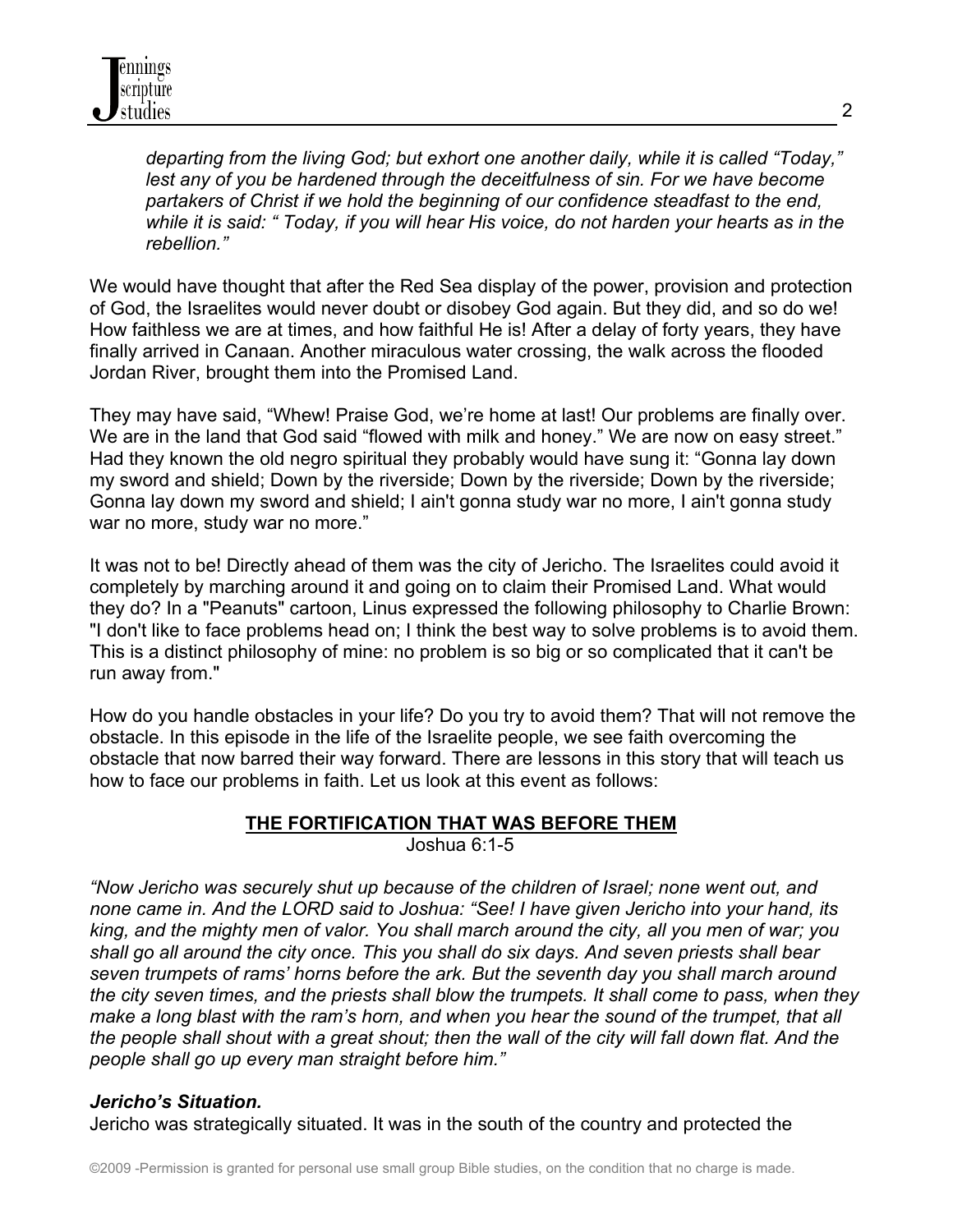*departing from the living God; but exhort one another daily, while it is called "Today," lest any of you be hardened through the deceitfulness of sin. For we have become partakers of Christ if we hold the beginning of our confidence steadfast to the end, while it is said: " Today, if you will hear His voice, do not harden your hearts as in the rebellion."*

We would have thought that after the Red Sea display of the power, provision and protection of God, the Israelites would never doubt or disobey God again. But they did, and so do we! How faithless we are at times, and how faithful He is! After a delay of forty years, they have finally arrived in Canaan. Another miraculous water crossing, the walk across the flooded Jordan River, brought them into the Promised Land.

They may have said, "Whew! Praise God, we're home at last! Our problems are finally over. We are in the land that God said "flowed with milk and honey." We are now on easy street." Had they known the old negro spiritual they probably would have sung it: "Gonna lay down my sword and shield; Down by the riverside; Down by the riverside; Down by the riverside; Gonna lay down my sword and shield; I ain't gonna study war no more, I ain't gonna study war no more, study war no more."

It was not to be! Directly ahead of them was the city of Jericho. The Israelites could avoid it completely by marching around it and going on to claim their Promised Land. What would they do? In a "Peanuts" cartoon, Linus expressed the following philosophy to Charlie Brown: "I don't like to face problems head on; I think the best way to solve problems is to avoid them. This is a distinct philosophy of mine: no problem is so big or so complicated that it can't be run away from."

How do you handle obstacles in your life? Do you try to avoid them? That will not remove the obstacle. In this episode in the life of the Israelite people, we see faith overcoming the obstacle that now barred their way forward. There are lessons in this story that will teach us how to face our problems in faith. Let us look at this event as follows:

## THE FORTIFICATION THAT WAS BEFORE THEM

Joshua 6:1-5

*"Now Jericho was securely shut up because of the children of Israel; none went out, and none came in. And the LORD said to Joshua: "See! I have given Jericho into your hand, its king, and the mighty men of valor. You shall march around the city, all you men of war; you shall go all around the city once. This you shall do six days. And seven priests shall bear seven trumpets of rams' horns before the ark. But the seventh day you shall march around the city seven times, and the priests shall blow the trumpets. It shall come to pass, when they make a long blast with the ram's horn, and when you hear the sound of the trumpet, that all the people shall shout with a great shout; then the wall of the city will fall down flat. And the people shall go up every man straight before him."*

### *Jericho's Situation.*

Jericho was strategically situated. It was in the south of the country and protected the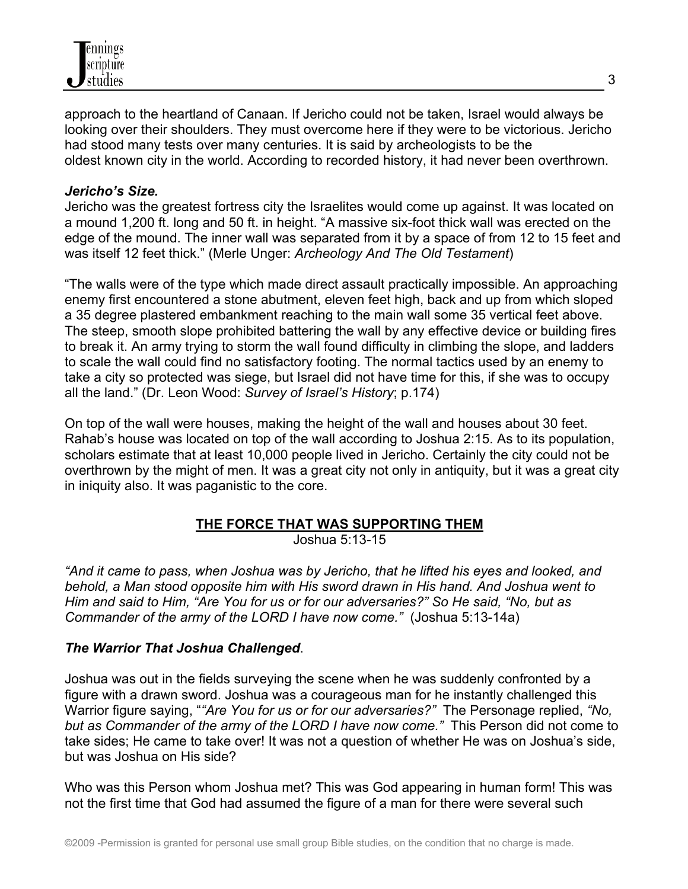approach to the heartland of Canaan. If Jericho could not be taken, Israel would always be looking over their shoulders. They must overcome here if they were to be victorious. Jericho had stood many tests over many centuries. It is said by archeologists to be the oldest known city in the world. According to recorded history, it had never been overthrown.

***Jericho's Size.***

Jericho was the greatest fortress city the Israelites would come up against. It was located on a mound 1,200 ft. long and 50 ft. in height. "A massive six-foot thick wall was erected on the edge of the mound. The inner wall was separated from it by a space of from 12 to 15 feet and was itself 12 feet thick." (Merle Unger: *Archeology And The Old Testament*)

"The walls were of the type which made direct assault practically impossible. An approaching enemy first encountered a stone abutment, eleven feet high, back and up from which sloped a 35 degree plastered embankment reaching to the main wall some 35 vertical feet above. The steep, smooth slope prohibited battering the wall by any effective device or building fires to break it. An army trying to storm the wall found difficulty in climbing the slope, and ladders to scale the wall could find no satisfactory footing. The normal tactics used by an enemy to take a city so protected was siege, but Israel did not have time for this, if she was to occupy all the land." (Dr. Leon Wood: *Survey of Israel's History*; p.174)

On top of the wall were houses, making the height of the wall and houses about 30 feet. Rahab's house was located on top of the wall according to Joshua 2:15. As to its population, scholars estimate that at least 10,000 people lived in Jericho. Certainly the city could not be overthrown by the might of men. It was a great city not only in antiquity, but it was a great city in iniquity also. It was paganistic to the core.

## THE FORCE THAT WAS SUPPORTING THEM

Joshua 5:13-15

*"And it came to pass, when Joshua was by Jericho, that he lifted his eyes and looked, and behold, a Man stood opposite him with His sword drawn in His hand. And Joshua went to Him and said to Him, "Are You for us or for our adversaries?" So He said, "No, but as Commander of the army of the LORD I have now come."* (Joshua 5:13-14a)

***The Warrior That Joshua Challenged***.

Joshua was out in the fields surveying the scene when he was suddenly confronted by a figure with a drawn sword. Joshua was a courageous man for he instantly challenged this Warrior figure saying, "*"Are You for us or for our adversaries?"* The Personage replied, *"No, but as Commander of the army of the LORD I have now come."* This Person did not come to take sides; He came to take over! It was not a question of whether He was on Joshua's side, but was Joshua on His side?

Who was this Person whom Joshua met? This was God appearing in human form! This was not the first time that God had assumed the figure of a man for there were several such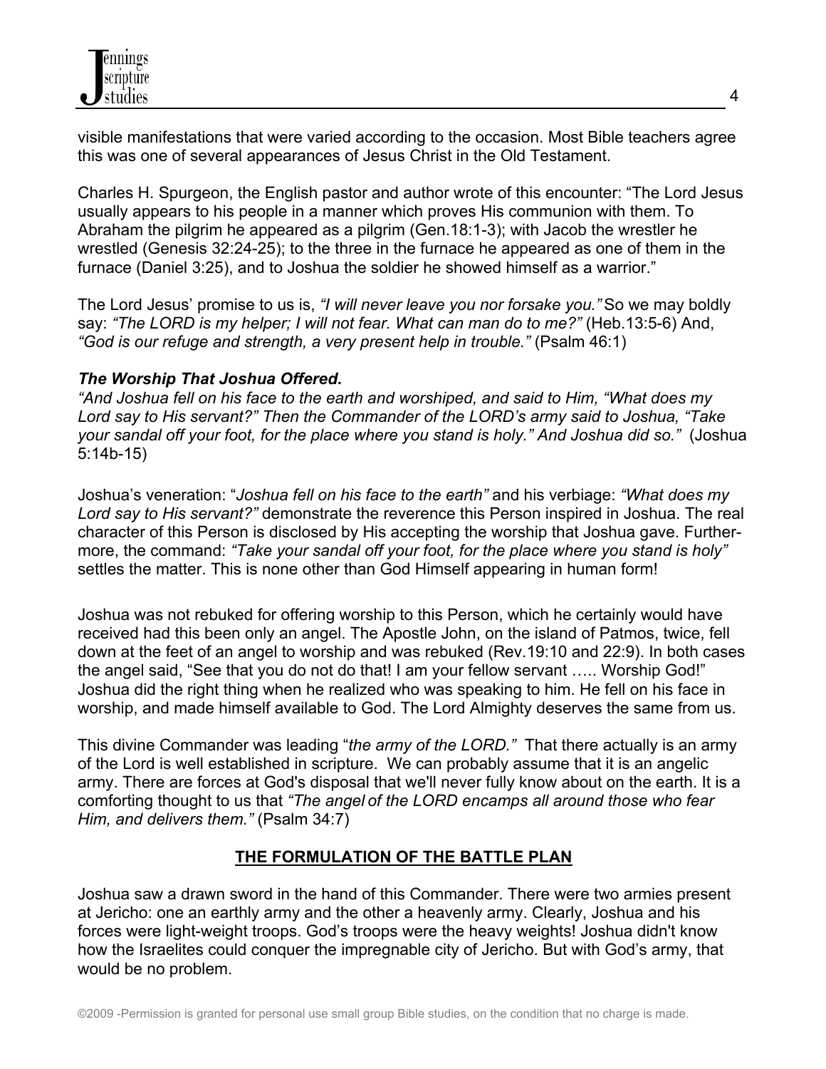visible manifestations that were varied according to the occasion. Most Bible teachers agree this was one of several appearances of Jesus Christ in the Old Testament.

Charles H. Spurgeon, the English pastor and author wrote of this encounter: "The Lord Jesus usually appears to his people in a manner which proves His communion with them. To Abraham the pilgrim he appeared as a pilgrim (Gen.18:1-3); with Jacob the wrestler he wrestled (Genesis 32:24-25); to the three in the furnace he appeared as one of them in the furnace (Daniel 3:25), and to Joshua the soldier he showed himself as a warrior."

The Lord Jesus' promise to us is, *"I will never leave you nor forsake you."* So we may boldly say: *"The LORD is my helper; I will not fear. What can man do to me?"* (Heb.13:5-6) And, *"God is our refuge and strength, a very present help in trouble."* (Psalm 46:1)

***The Worship That Joshua Offered.***

*"And Joshua fell on his face to the earth and worshiped, and said to Him, "What does my Lord say to His servant?" Then the Commander of the LORD's army said to Joshua, "Take your sandal off your foot, for the place where you stand is holy." And Joshua did so."* (Joshua 5:14b-15)

Joshua's veneration: "*Joshua fell on his face to the earth"* and his verbiage: *"What does my Lord say to His servant?"* demonstrate the reverence this Person inspired in Joshua. The real character of this Person is disclosed by His accepting the worship that Joshua gave. Furthermore, the command: *"Take your sandal off your foot, for the place where you stand is holy"* settles the matter. This is none other than God Himself appearing in human form!

Joshua was not rebuked for offering worship to this Person, which he certainly would have received had this been only an angel. The Apostle John, on the island of Patmos, twice, fell down at the feet of an angel to worship and was rebuked (Rev.19:10 and 22:9). In both cases the angel said, "See that you do not do that! I am your fellow servant ….. Worship God!" Joshua did the right thing when he realized who was speaking to him. He fell on his face in worship, and made himself available to God. The Lord Almighty deserves the same from us.

This divine Commander was leading "*the army of the LORD."* That there actually is an army of the Lord is well established in scripture. We can probably assume that it is an angelic army. There are forces at God's disposal that we'll never fully know about on the earth. It is a comforting thought to us that *"The angel of the LORD encamps all around those who fear Him, and delivers them."* (Psalm 34:7)

## THE FORMULATION OF THE BATTLE PLAN

Joshua saw a drawn sword in the hand of this Commander. There were two armies present at Jericho: one an earthly army and the other a heavenly army. Clearly, Joshua and his forces were light-weight troops. God's troops were the heavy weights! Joshua didn't know how the Israelites could conquer the impregnable city of Jericho. But with God's army, that would be no problem.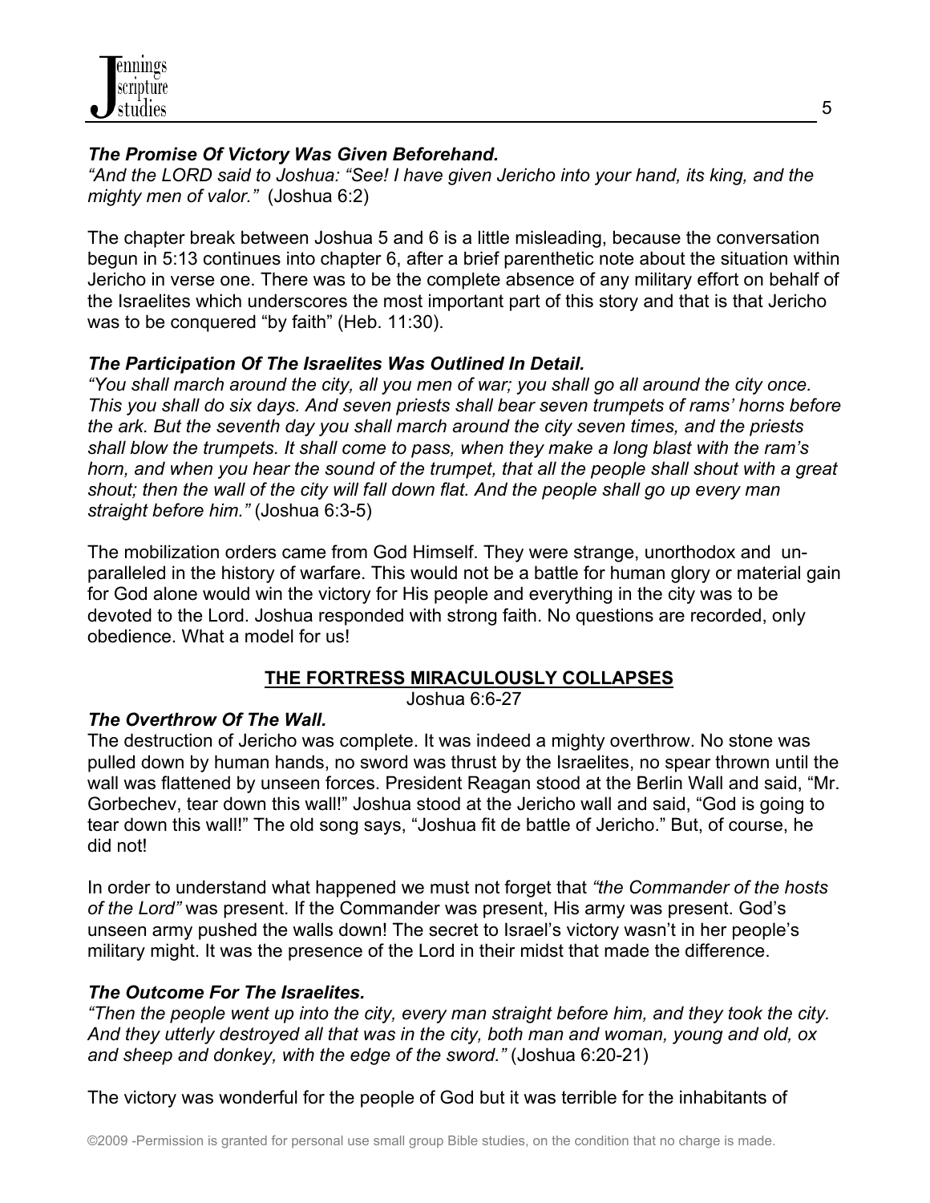***The Promise Of Victory Was Given Beforehand.***

*"And the LORD said to Joshua: "See! I have given Jericho into your hand, its king, and the mighty men of valor."* (Joshua 6:2)

The chapter break between Joshua 5 and 6 is a little misleading, because the conversation begun in 5:13 continues into chapter 6, after a brief parenthetic note about the situation within Jericho in verse one. There was to be the complete absence of any military effort on behalf of the Israelites which underscores the most important part of this story and that is that Jericho was to be conquered "by faith" (Heb. 11:30).

***The Participation Of The Israelites Was Outlined In Detail.***

*"You shall march around the city, all you men of war; you shall go all around the city once. This you shall do six days. And seven priests shall bear seven trumpets of rams' horns before the ark. But the seventh day you shall march around the city seven times, and the priests shall blow the trumpets. It shall come to pass, when they make a long blast with the ram's horn, and when you hear the sound of the trumpet, that all the people shall shout with a great shout; then the wall of the city will fall down flat. And the people shall go up every man straight before him."* (Joshua 6:3-5)

The mobilization orders came from God Himself. They were strange, unorthodox and unparalleled in the history of warfare. This would not be a battle for human glory or material gain for God alone would win the victory for His people and everything in the city was to be devoted to the Lord. Joshua responded with strong faith. No questions are recorded, only obedience. What a model for us!

## THE FORTRESS MIRACULOUSLY COLLAPSES

Joshua 6:6-27

***The Overthrow Of The Wall.***

The destruction of Jericho was complete. It was indeed a mighty overthrow. No stone was pulled down by human hands, no sword was thrust by the Israelites, no spear thrown until the wall was flattened by unseen forces. President Reagan stood at the Berlin Wall and said, "Mr. Gorbechev, tear down this wall!" Joshua stood at the Jericho wall and said, "God is going to tear down this wall!" The old song says, "Joshua fit de battle of Jericho." But, of course, he did not!

In order to understand what happened we must not forget that *"the Commander of the hosts of the Lord"* was present. If the Commander was present, His army was present. God's unseen army pushed the walls down! The secret to Israel's victory wasn't in her people's military might. It was the presence of the Lord in their midst that made the difference.

***The Outcome For The Israelites.***

*"Then the people went up into the city, every man straight before him, and they took the city. And they utterly destroyed all that was in the city, both man and woman, young and old, ox and sheep and donkey, with the edge of the sword."* (Joshua 6:20-21)

The victory was wonderful for the people of God but it was terrible for the inhabitants of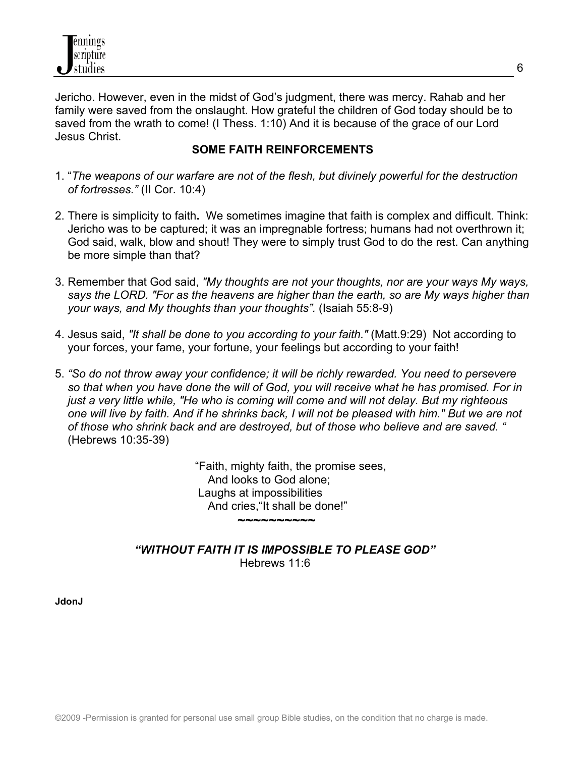Jericho. However, even in the midst of God's judgment, there was mercy. Rahab and her family were saved from the onslaught. How grateful the children of God today should be to saved from the wrath to come! (I Thess. 1:10) And it is because of the grace of our Lord Jesus Christ.

**SOME FAITH REINFORCEMENTS**

1. "*The weapons of our warfare are not of the flesh, but divinely powerful for the destruction of fortresses."* (II Cor. 10:4)

2. There is simplicity to faith**.** We sometimes imagine that faith is complex and difficult. Think: Jericho was to be captured; it was an impregnable fortress; humans had not overthrown it; God said, walk, blow and shout! They were to simply trust God to do the rest. Can anything be more simple than that?

3. Remember that God said, *"My thoughts are not your thoughts, nor are your ways My ways, says the LORD. "For as the heavens are higher than the earth, so are My ways higher than your ways, and My thoughts than your thoughts".* (Isaiah 55:8-9)

4. Jesus said, *"It shall be done to you according to your faith."* (Matt.9:29) Not according to your forces, your fame, your fortune, your feelings but according to your faith!

5. *"So do not throw away your confidence; it will be richly rewarded. You need to persevere so that when you have done the will of God, you will receive what he has promised. For in just a very little while, "He who is coming will come and will not delay. But my righteous one will live by faith. And if he shrinks back, I will not be pleased with him." But we are not of those who shrink back and are destroyed, but of those who believe and are saved. "* (Hebrews 10:35-39)

"Faith, mighty faith, the promise sees,
And looks to God alone;
Laughs at impossibilities
And cries,"It shall be done!"

**~~~~~~~~~~**

***"WITHOUT FAITH IT IS IMPOSSIBLE TO PLEASE GOD"***
Hebrews 11:6

**JdonJ**

©2009 -Permission is granted for personal use small group Bible studies, on the condition that no charge is made.